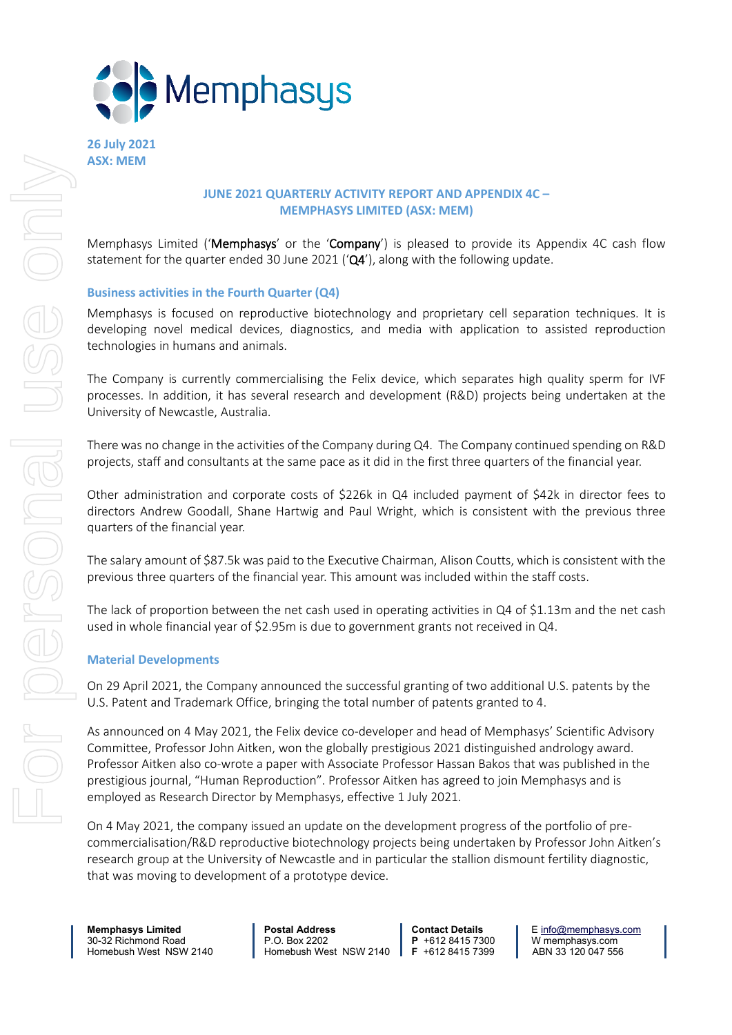26 July 2021
ASX: MEM

## JUNE 2021 QUARTERLY ACTIVITY REPORT AND APPENDIX 4C – MEMPHASYS LIMITED (ASX: MEM)

Memphasys Limited ('**Memphasys**' or the '**Company**') is pleased to provide its Appendix 4C cash flow statement for the quarter ended 30 June 2021 ('**Q4**'), along with the following update.

### Business activities in the Fourth Quarter (Q4)

Memphasys is focused on reproductive biotechnology and proprietary cell separation techniques. It is developing novel medical devices, diagnostics, and media with application to assisted reproduction technologies in humans and animals.

The Company is currently commercialising the Felix device, which separates high quality sperm for IVF processes. In addition, it has several research and development (R&D) projects being undertaken at the University of Newcastle, Australia.

There was no change in the activities of the Company during Q4. The Company continued spending on R&D projects, staff and consultants at the same pace as it did in the first three quarters of the financial year.

Other administration and corporate costs of $226k in Q4 included payment of $42k in director fees to directors Andrew Goodall, Shane Hartwig and Paul Wright, which is consistent with the previous three quarters of the financial year.

The salary amount of $87.5k was paid to the Executive Chairman, Alison Coutts, which is consistent with the previous three quarters of the financial year. This amount was included within the staff costs.

The lack of proportion between the net cash used in operating activities in Q4 of $1.13m and the net cash used in whole financial year of $2.95m is due to government grants not received in Q4.

### Material Developments

On 29 April 2021, the Company announced the successful granting of two additional U.S. patents by the U.S. Patent and Trademark Office, bringing the total number of patents granted to 4.

As announced on 4 May 2021, the Felix device co-developer and head of Memphasys' Scientific Advisory Committee, Professor John Aitken, won the globally prestigious 2021 distinguished andrology award. Professor Aitken also co-wrote a paper with Associate Professor Hassan Bakos that was published in the prestigious journal, "Human Reproduction". Professor Aitken has agreed to join Memphasys and is employed as Research Director by Memphasys, effective 1 July 2021.

On 4 May 2021, the company issued an update on the development progress of the portfolio of pre-commercialisation/R&D reproductive biotechnology projects being undertaken by Professor John Aitken's research group at the University of Newcastle and in particular the stallion dismount fertility diagnostic, that was moving to development of a prototype device.

**Memphasys Limited**
30-32 Richmond Road
Homebush West NSW 2140

**Postal Address**
P.O. Box 2202
Homebush West NSW 2140

**Contact Details**
**P** +612 8415 7300
**F** +612 8415 7399

E info@memphasys.com
W memphasys.com
ABN 33 120 047 556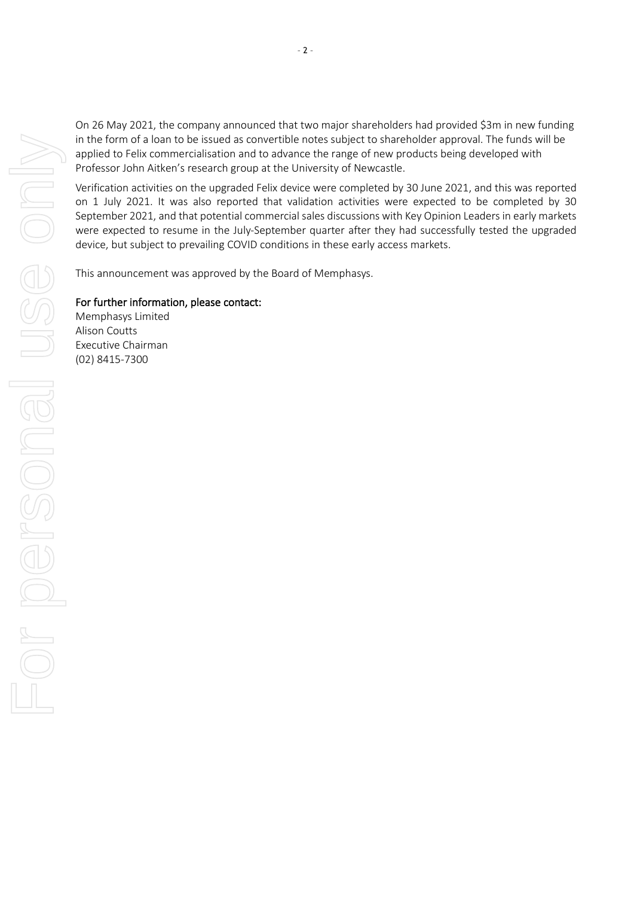On 26 May 2021, the company announced that two major shareholders had provided $3m in new funding in the form of a loan to be issued as convertible notes subject to shareholder approval. The funds will be applied to Felix commercialisation and to advance the range of new products being developed with Professor John Aitken's research group at the University of Newcastle.

Verification activities on the upgraded Felix device were completed by 30 June 2021, and this was reported on 1 July 2021. It was also reported that validation activities were expected to be completed by 30 September 2021, and that potential commercial sales discussions with Key Opinion Leaders in early markets were expected to resume in the July-September quarter after they had successfully tested the upgraded device, but subject to prevailing COVID conditions in these early access markets.

This announcement was approved by the Board of Memphasys.

**For further information, please contact:**

Memphasys Limited
Alison Coutts
Executive Chairman
(02) 8415-7300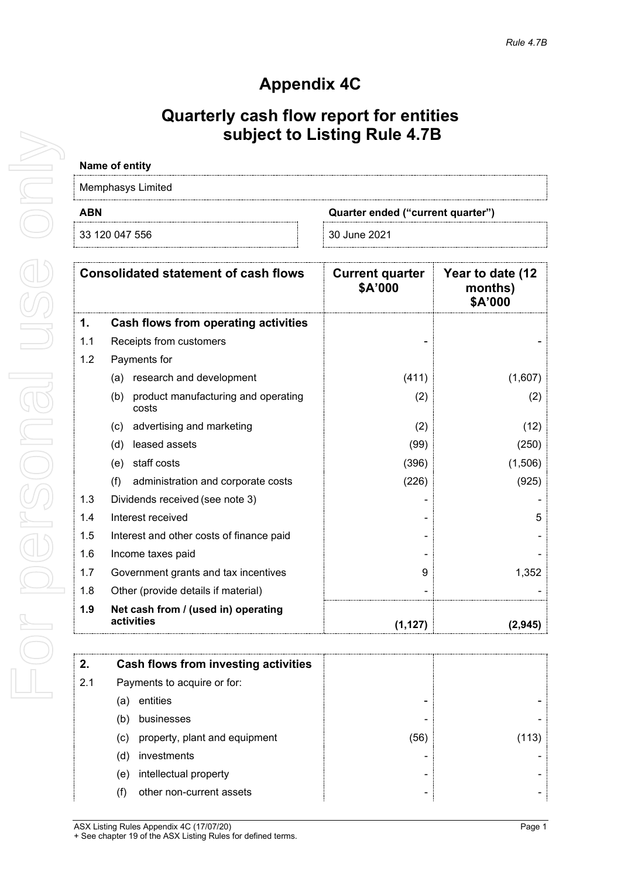# Appendix 4C

## Quarterly cash flow report for entities subject to Listing Rule 4.7B

| Name of entity | |
|---|---|
| Memphasys Limited | |

| ABN | Quarter ended ("current quarter") |
|---|---|
| 33 120 047 556 | 30 June 2021 |

| | Consolidated statement of cash flows | Current quarter $A'000 | Year to date (12 months) $A'000 |
|---|---|---|---|
| **1.** | **Cash flows from operating activities** | | |
| 1.1 | Receipts from customers | - | - |
| 1.2 | Payments for | | |
| | (a) research and development | (411) | (1,607) |
| | (b) product manufacturing and operating costs | (2) | (2) |
| | (c) advertising and marketing | (2) | (12) |
| | (d) leased assets | (99) | (250) |
| | (e) staff costs | (396) | (1,506) |
| | (f) administration and corporate costs | (226) | (925) |
| 1.3 | Dividends received (see note 3) | - | - |
| 1.4 | Interest received | - | 5 |
| 1.5 | Interest and other costs of finance paid | - | - |
| 1.6 | Income taxes paid | - | - |
| 1.7 | Government grants and tax incentives | 9 | 1,352 |
| 1.8 | Other (provide details if material) | - | - |
| **1.9** | **Net cash from / (used in) operating activities** | **(1,127)** | **(2,945)** |

| | | | |
|---|---|---|---|
| **2.** | **Cash flows from investing activities** | | |
| 2.1 | Payments to acquire or for: | | |
| | (a) entities | - | - |
| | (b) businesses | - | - |
| | (c) property, plant and equipment | (56) | (113) |
| | (d) investments | - | - |
| | (e) intellectual property | - | - |
| | (f) other non-current assets | - | - |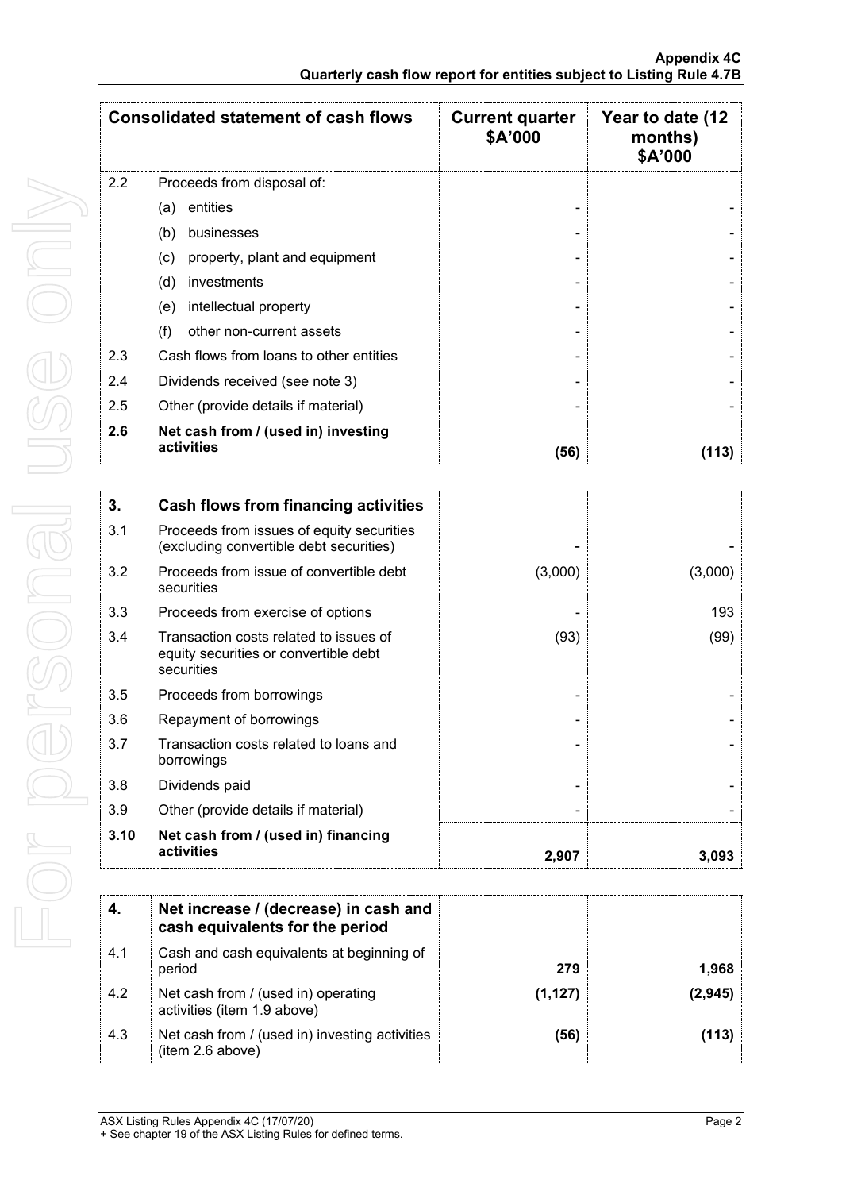| Consolidated statement of cash flows | | Current quarter $A'000 | Year to date (12 months) $A'000 |
|---|---|---|---|
| 2.2 | Proceeds from disposal of: | | |
| | (a) entities | - | - |
| | (b) businesses | - | - |
| | (c) property, plant and equipment | - | - |
| | (d) investments | - | - |
| | (e) intellectual property | - | - |
| | (f) other non-current assets | - | - |
| 2.3 | Cash flows from loans to other entities | - | - |
| 2.4 | Dividends received (see note 3) | - | - |
| 2.5 | Other (provide details if material) | - | - |
| **2.6** | **Net cash from / (used in) investing activities** | **(56)** | **(113)** |

| **3.** | **Cash flows from financing activities** | | |
|---|---|---|---|
| 3.1 | Proceeds from issues of equity securities (excluding convertible debt securities) | - | - |
| 3.2 | Proceeds from issue of convertible debt securities | (3,000) | (3,000) |
| 3.3 | Proceeds from exercise of options | - | 193 |
| 3.4 | Transaction costs related to issues of equity securities or convertible debt securities | (93) | (99) |
| 3.5 | Proceeds from borrowings | - | - |
| 3.6 | Repayment of borrowings | - | - |
| 3.7 | Transaction costs related to loans and borrowings | - | - |
| 3.8 | Dividends paid | - | - |
| 3.9 | Other (provide details if material) | - | - |
| **3.10** | **Net cash from / (used in) financing activities** | **2,907** | **3,093** |

| **4.** | **Net increase / (decrease) in cash and cash equivalents for the period** | | |
|---|---|---|---|
| 4.1 | Cash and cash equivalents at beginning of period | **279** | **1,968** |
| 4.2 | Net cash from / (used in) operating activities (item 1.9 above) | **(1,127)** | **(2,945)** |
| 4.3 | Net cash from / (used in) investing activities (item 2.6 above) | **(56)** | **(113)** |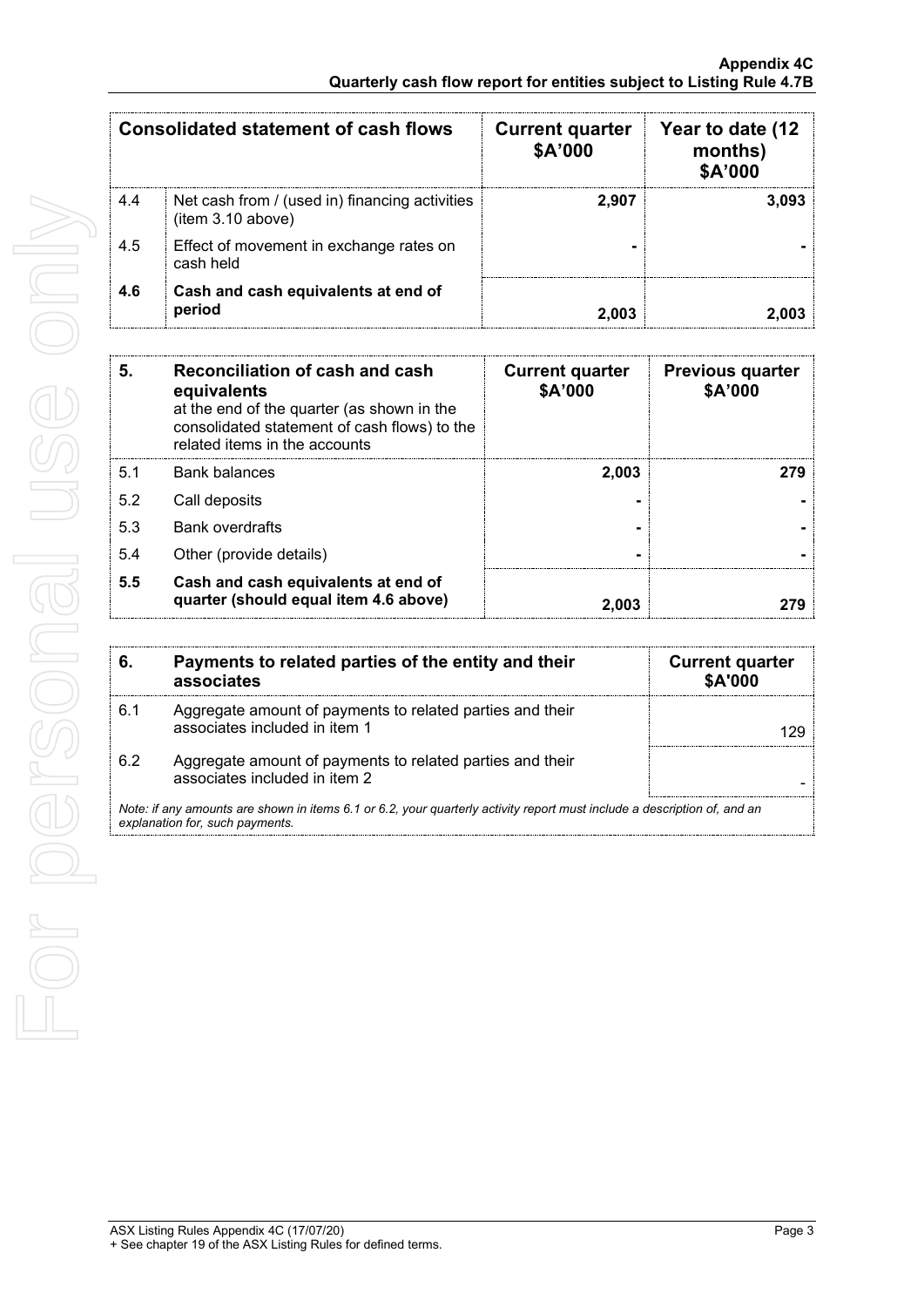| Consolidated statement of cash flows | | Current quarter $A'000 | Year to date (12 months) $A'000 |
|---|---|---|---|
| 4.4 | Net cash from / (used in) financing activities (item 3.10 above) | 2,907 | 3,093 |
| 4.5 | Effect of movement in exchange rates on cash held | - | - |
| **4.6** | **Cash and cash equivalents at end of period** | 2,003 | 2,003 |

| 5. | Reconciliation of cash and cash equivalents at the end of the quarter (as shown in the consolidated statement of cash flows) to the related items in the accounts | Current quarter $A'000 | Previous quarter $A'000 |
|---|---|---|---|
| 5.1 | Bank balances | 2,003 | 279 |
| 5.2 | Call deposits | - | - |
| 5.3 | Bank overdrafts | - | - |
| 5.4 | Other (provide details) | - | - |
| **5.5** | **Cash and cash equivalents at end of quarter (should equal item 4.6 above)** | 2,003 | 279 |

| 6. | Payments to related parties of the entity and their associates | Current quarter $A'000 |
|---|---|---|
| 6.1 | Aggregate amount of payments to related parties and their associates included in item 1 | 129 |
| 6.2 | Aggregate amount of payments to related parties and their associates included in item 2 | - |

*Note: if any amounts are shown in items 6.1 or 6.2, your quarterly activity report must include a description of, and an explanation for, such payments.*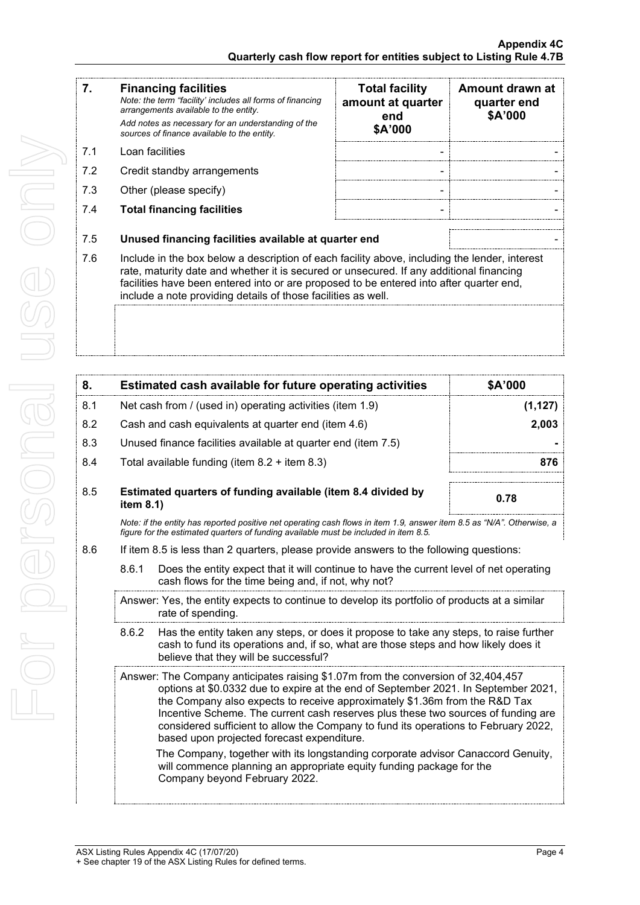| 7. | **Financing facilities**<br>*Note: the term "facility' includes all forms of financing arrangements available to the entity.*<br>*Add notes as necessary for an understanding of the sources of finance available to the entity.* | **Total facility amount at quarter end**<br>**$A'000** | **Amount drawn at quarter end**<br>**$A'000** |
|---|---|---|---|
| 7.1 | Loan facilities | - | - |
| 7.2 | Credit standby arrangements | - | - |
| 7.3 | Other (please specify) | - | - |
| 7.4 | **Total financing facilities** | - | - |

| | | |
|---|---|---|
| 7.5 | **Unused financing facilities available at quarter end** | - |

7.6 Include in the box below a description of each facility above, including the lender, interest rate, maturity date and whether it is secured or unsecured. If any additional financing facilities have been entered into or are proposed to be entered into after quarter end, include a note providing details of those facilities as well.

| 8. | **Estimated cash available for future operating activities** | **$A'000** |
|---|---|---|
| 8.1 | Net cash from / (used in) operating activities (item 1.9) | **(1,127)** |
| 8.2 | Cash and cash equivalents at quarter end (item 4.6) | **2,003** |
| 8.3 | Unused finance facilities available at quarter end (item 7.5) | **-** |
| 8.4 | Total available funding (item 8.2 + item 8.3) | **876** |
| 8.5 | **Estimated quarters of funding available (item 8.4 divided by item 8.1)** | **0.78** |

*Note: if the entity has reported positive net operating cash flows in item 1.9, answer item 8.5 as "N/A". Otherwise, a figure for the estimated quarters of funding available must be included in item 8.5.*

8.6 If item 8.5 is less than 2 quarters, please provide answers to the following questions:

8.6.1 Does the entity expect that it will continue to have the current level of net operating cash flows for the time being and, if not, why not?

Answer: Yes, the entity expects to continue to develop its portfolio of products at a similar rate of spending.

8.6.2 Has the entity taken any steps, or does it propose to take any steps, to raise further cash to fund its operations and, if so, what are those steps and how likely does it believe that they will be successful?

Answer: The Company anticipates raising $1.07m from the conversion of 32,404,457 options at $0.0332 due to expire at the end of September 2021. In September 2021, the Company also expects to receive approximately $1.36m from the R&D Tax Incentive Scheme. The current cash reserves plus these two sources of funding are considered sufficient to allow the Company to fund its operations to February 2022, based upon projected forecast expenditure.

The Company, together with its longstanding corporate advisor Canaccord Genuity, will commence planning an appropriate equity funding package for the Company beyond February 2022.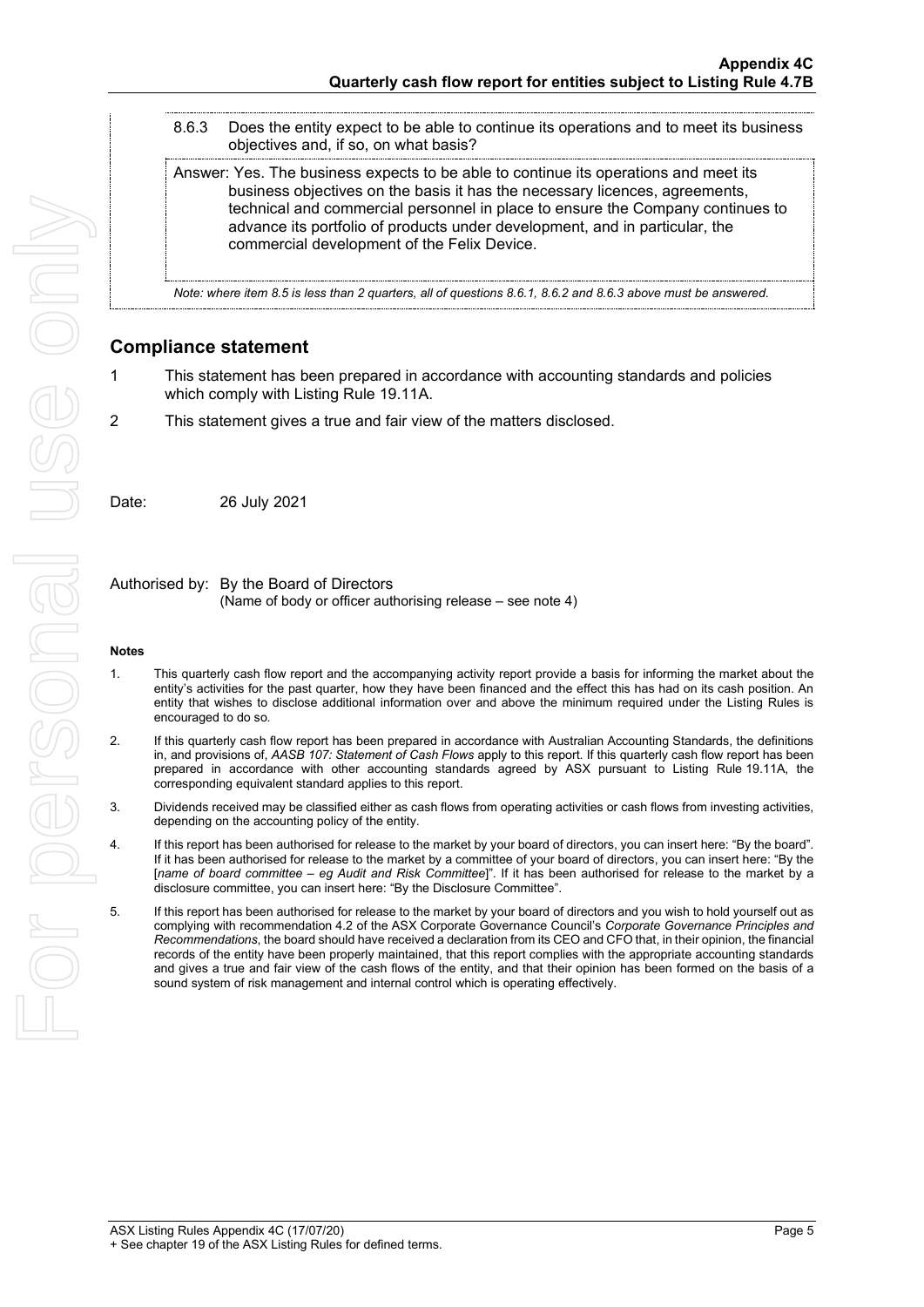8.6.3 Does the entity expect to be able to continue its operations and to meet its business objectives and, if so, on what basis?

Answer: Yes. The business expects to be able to continue its operations and meet its business objectives on the basis it has the necessary licences, agreements, technical and commercial personnel in place to ensure the Company continues to advance its portfolio of products under development, and in particular, the commercial development of the Felix Device.

*Note: where item 8.5 is less than 2 quarters, all of questions 8.6.1, 8.6.2 and 8.6.3 above must be answered.*

## Compliance statement

1. This statement has been prepared in accordance with accounting standards and policies which comply with Listing Rule 19.11A.
2. This statement gives a true and fair view of the matters disclosed.

Date: 26 July 2021

Authorised by: By the Board of Directors
(Name of body or officer authorising release – see note 4)

**Notes**

1. This quarterly cash flow report and the accompanying activity report provide a basis for informing the market about the entity's activities for the past quarter, how they have been financed and the effect this has had on its cash position. An entity that wishes to disclose additional information over and above the minimum required under the Listing Rules is encouraged to do so.
2. If this quarterly cash flow report has been prepared in accordance with Australian Accounting Standards, the definitions in, and provisions of, *AASB 107: Statement of Cash Flows* apply to this report. If this quarterly cash flow report has been prepared in accordance with other accounting standards agreed by ASX pursuant to Listing Rule 19.11A, the corresponding equivalent standard applies to this report.
3. Dividends received may be classified either as cash flows from operating activities or cash flows from investing activities, depending on the accounting policy of the entity.
4. If this report has been authorised for release to the market by your board of directors, you can insert here: "By the board". If it has been authorised for release to the market by a committee of your board of directors, you can insert here: "By the [*name of board committee – eg Audit and Risk Committee*]". If it has been authorised for release to the market by a disclosure committee, you can insert here: "By the Disclosure Committee".
5. If this report has been authorised for release to the market by your board of directors and you wish to hold yourself out as complying with recommendation 4.2 of the ASX Corporate Governance Council's *Corporate Governance Principles and Recommendations*, the board should have received a declaration from its CEO and CFO that, in their opinion, the financial records of the entity have been properly maintained, that this report complies with the appropriate accounting standards and gives a true and fair view of the cash flows of the entity, and that their opinion has been formed on the basis of a sound system of risk management and internal control which is operating effectively.